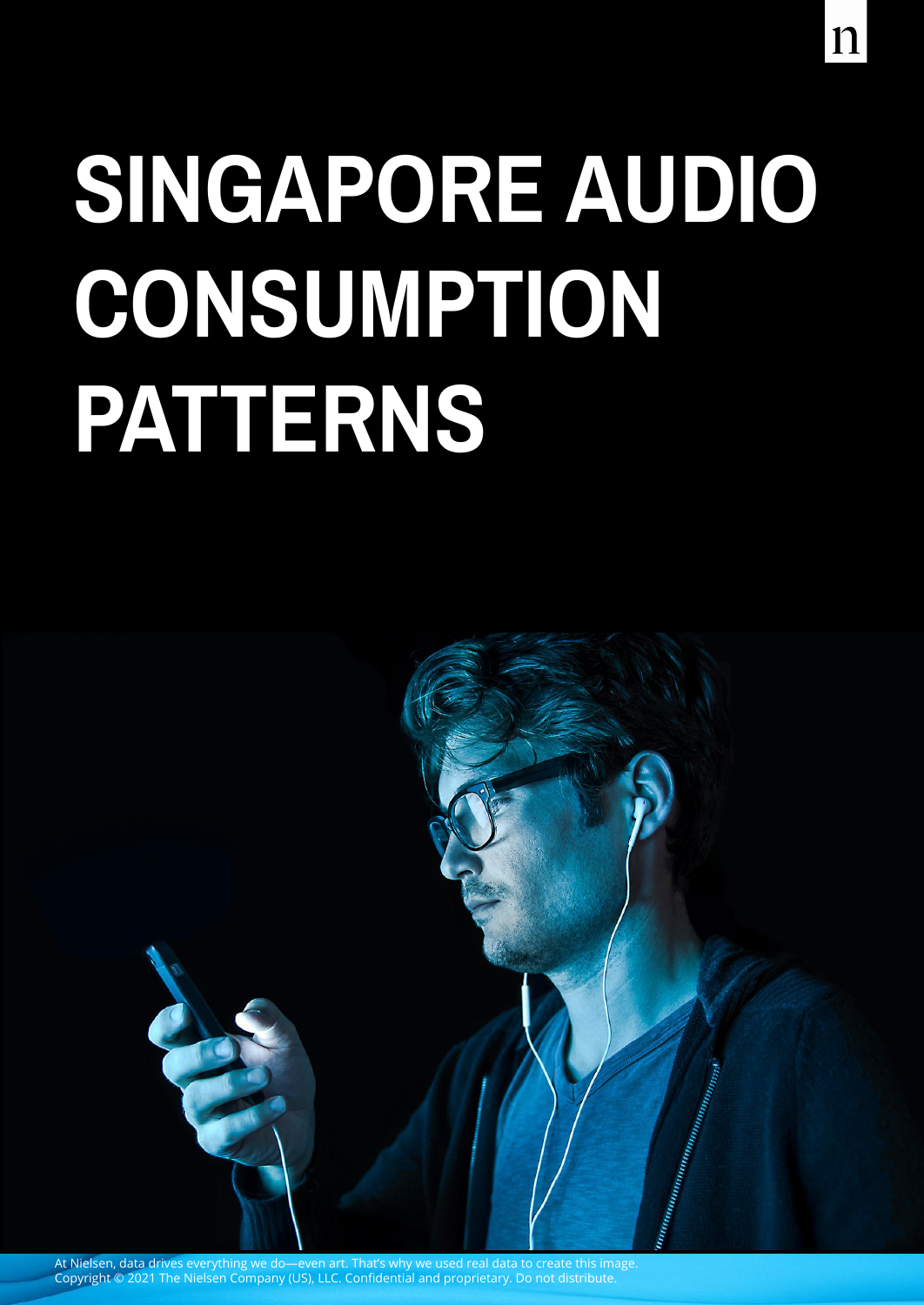# SINGAPORE AUDIO CONSUMPTION PATTERNS

At Nielsen, data drives everything we do—even art. That's why we used real data to create this image.
Copyright © 2021 The Nielsen Company (US), LLC. Confidential and proprietary. Do not distribute.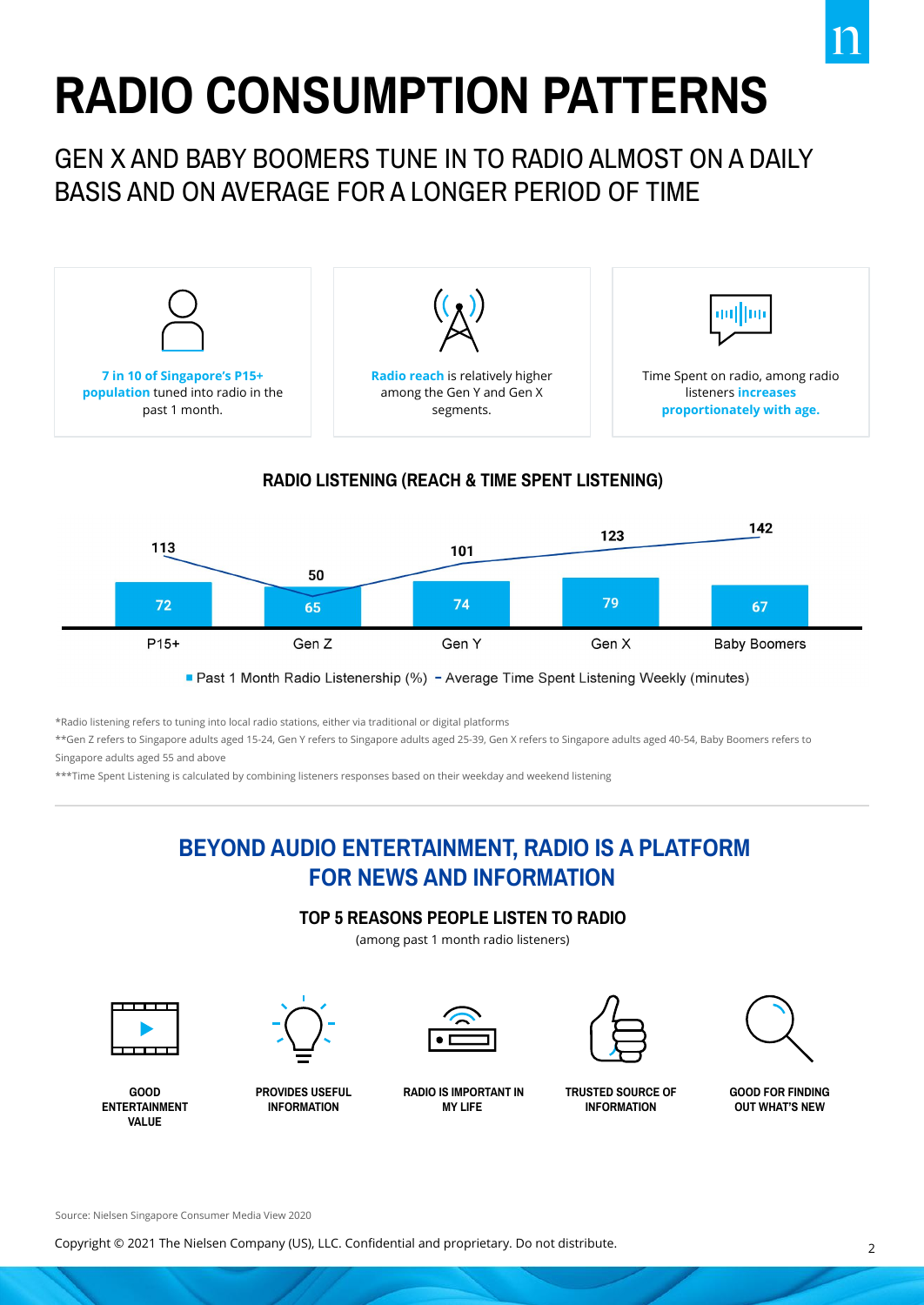# RADIO CONSUMPTION PATTERNS

## GEN X AND BABY BOOMERS TUNE IN TO RADIO ALMOST ON A DAILY BASIS AND ON AVERAGE FOR A LONGER PERIOD OF TIME

**7 in 10 of Singapore's P15+ population** tuned into radio in the past 1 month.

**Radio reach** is relatively higher among the Gen Y and Gen X segments.

Time Spent on radio, among radio listeners **increases proportionately with age.**

### RADIO LISTENING (REACH & TIME SPENT LISTENING)

| | P15+ | Gen Z | Gen Y | Gen X | Baby Boomers |
|---|---|---|---|---|---|
| Past 1 Month Radio Listenership (%) | 72 | 65 | 74 | 79 | 67 |
| Average Time Spent Listening Weekly (minutes) | 113 | 50 | 101 | 123 | 142 |

*Radio listening refers to tuning into local radio stations, either via traditional or digital platforms

**Gen Z refers to Singapore adults aged 15-24, Gen Y refers to Singapore adults aged 25-39, Gen X refers to Singapore adults aged 40-54, Baby Boomers refers to Singapore adults aged 55 and above

***Time Spent Listening is calculated by combining listeners responses based on their weekday and weekend listening

## BEYOND AUDIO ENTERTAINMENT, RADIO IS A PLATFORM FOR NEWS AND INFORMATION

### TOP 5 REASONS PEOPLE LISTEN TO RADIO

(among past 1 month radio listeners)

- GOOD ENTERTAINMENT VALUE
- PROVIDES USEFUL INFORMATION
- RADIO IS IMPORTANT IN MY LIFE
- TRUSTED SOURCE OF INFORMATION
- GOOD FOR FINDING OUT WHAT'S NEW

Source: Nielsen Singapore Consumer Media View 2020

Copyright © 2021 The Nielsen Company (US), LLC. Confidential and proprietary. Do not distribute.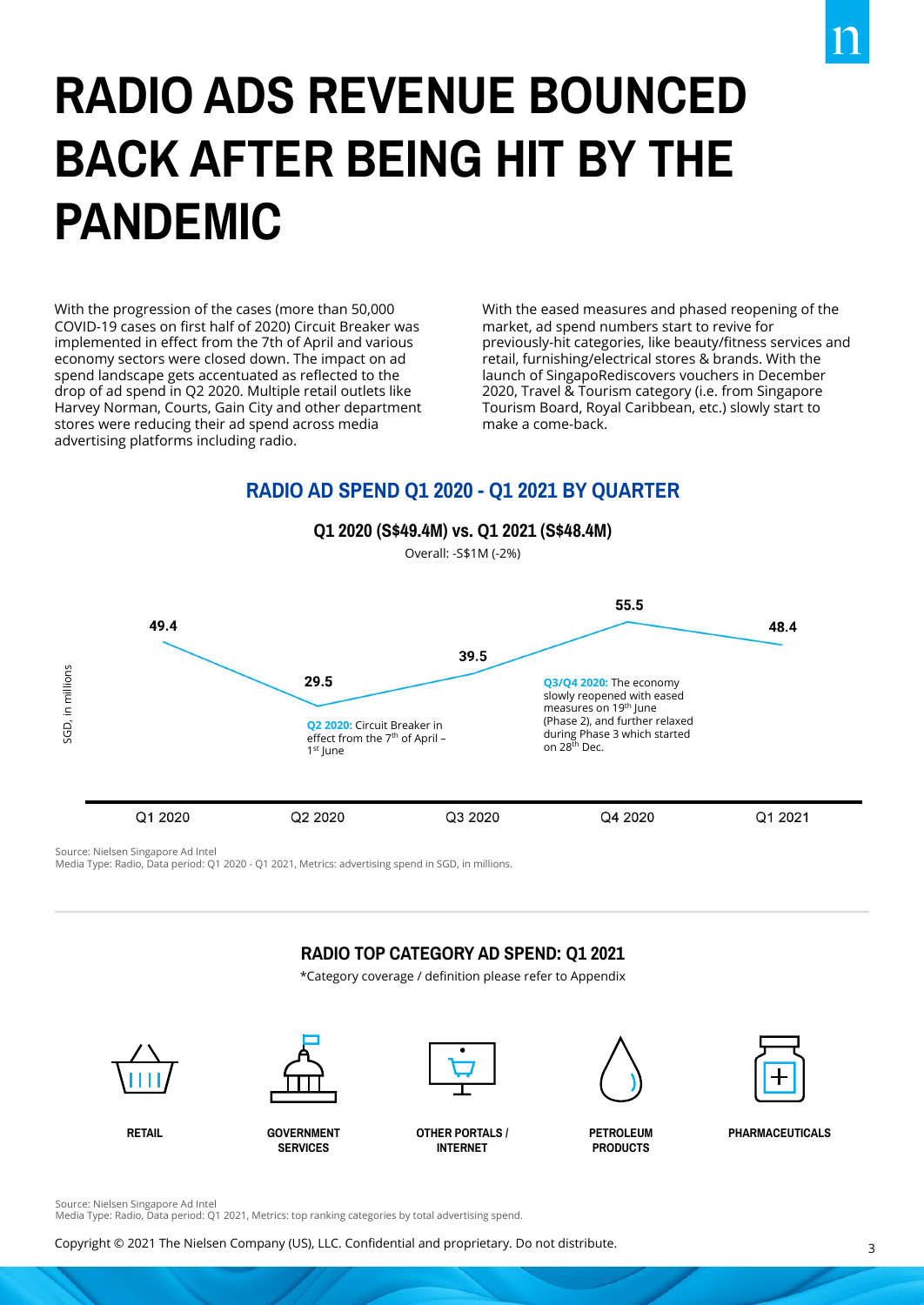# RADIO ADS REVENUE BOUNCED BACK AFTER BEING HIT BY THE PANDEMIC

With the progression of the cases (more than 50,000 COVID-19 cases on first half of 2020) Circuit Breaker was implemented in effect from the 7th of April and various economy sectors were closed down. The impact on ad spend landscape gets accentuated as reflected to the drop of ad spend in Q2 2020. Multiple retail outlets like Harvey Norman, Courts, Gain City and other department stores were reducing their ad spend across media advertising platforms including radio.

With the eased measures and phased reopening of the market, ad spend numbers start to revive for previously-hit categories, like beauty/fitness services and retail, furnishing/electrical stores & brands. With the launch of SingapoRediscovers vouchers in December 2020, Travel & Tourism category (i.e. from Singapore Tourism Board, Royal Caribbean, etc.) slowly start to make a come-back.

## RADIO AD SPEND Q1 2020 - Q1 2021 BY QUARTER

### Q1 2020 (S$49.4M) vs. Q1 2021 (S$48.4M)

Overall: -S$1M (-2%)

SGD, in millions

| Quarter | Ad Spend |
|---|---|
| Q1 2020 | 49.4 |
| Q2 2020 | 29.5 |
| Q3 2020 | 39.5 |
| Q4 2020 | 55.5 |
| Q1 2021 | 48.4 |

**Q2 2020:** Circuit Breaker in effect from the 7th of April – 1st June

**Q3/Q4 2020:** The economy slowly reopened with eased measures on 19th June (Phase 2), and further relaxed during Phase 3 which started on 28th Dec.

Source: Nielsen Singapore Ad Intel
Media Type: Radio, Data period: Q1 2020 - Q1 2021, Metrics: advertising spend in SGD, in millions.

## RADIO TOP CATEGORY AD SPEND: Q1 2021

*Category coverage / definition please refer to Appendix

- RETAIL
- GOVERNMENT SERVICES
- OTHER PORTALS / INTERNET
- PETROLEUM PRODUCTS
- PHARMACEUTICALS

Source: Nielsen Singapore Ad Intel
Media Type: Radio, Data period: Q1 2021, Metrics: top ranking categories by total advertising spend.

Copyright © 2021 The Nielsen Company (US), LLC. Confidential and proprietary. Do not distribute.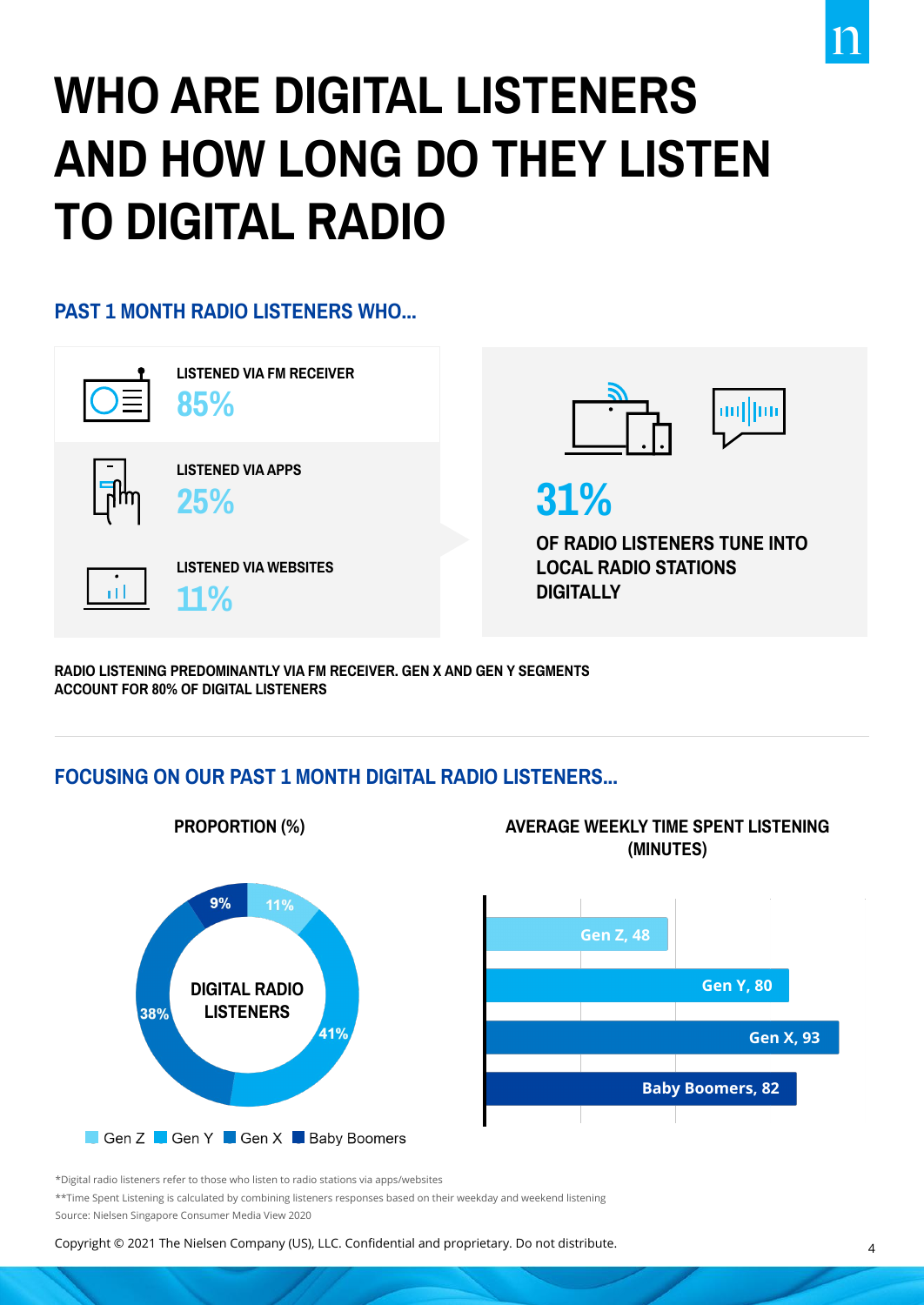# WHO ARE DIGITAL LISTENERS AND HOW LONG DO THEY LISTEN TO DIGITAL RADIO

## PAST 1 MONTH RADIO LISTENERS WHO…

**LISTENED VIA FM RECEIVER**
85%

**LISTENED VIA APPS**
25%

**LISTENED VIA WEBSITES**
11%

**31%**

**OF RADIO LISTENERS TUNE INTO LOCAL RADIO STATIONS DIGITALLY**

**RADIO LISTENING PREDOMINANTLY VIA FM RECEIVER. GEN X AND GEN Y SEGMENTS ACCOUNT FOR 80% OF DIGITAL LISTENERS**

## FOCUSING ON OUR PAST 1 MONTH DIGITAL RADIO LISTENERS…

**PROPORTION (%)**

DIGITAL RADIO LISTENERS

| Segment | Proportion (%) |
|---|---|
| Gen Z | 11% |
| Gen Y | 41% |
| Gen X | 38% |
| Baby Boomers | 9% |

**AVERAGE WEEKLY TIME SPENT LISTENING (MINUTES)**

| Segment | Minutes |
|---|---|
| Gen Z | 48 |
| Gen Y | 80 |
| Gen X | 93 |
| Baby Boomers | 82 |

*Digital radio listeners refer to those who listen to radio stations via apps/websites

**Time Spent Listening is calculated by combining listeners responses based on their weekday and weekend listening

Source: Nielsen Singapore Consumer Media View 2020

Copyright © 2021 The Nielsen Company (US), LLC. Confidential and proprietary. Do not distribute.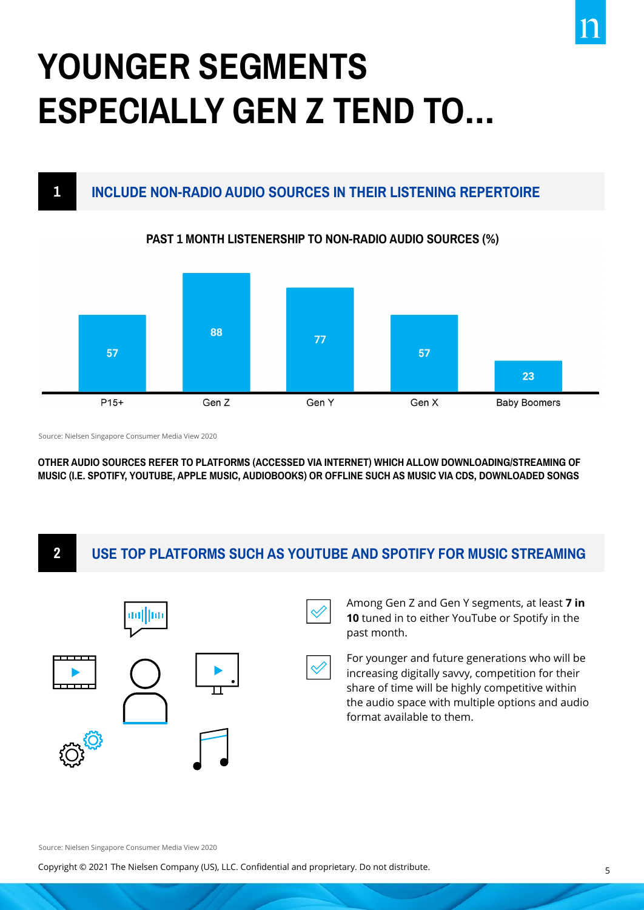# YOUNGER SEGMENTS ESPECIALLY GEN Z TEND TO...

## 1 INCLUDE NON-RADIO AUDIO SOURCES IN THEIR LISTENING REPERTOIRE

**PAST 1 MONTH LISTENERSHIP TO NON-RADIO AUDIO SOURCES (%)**

| P15+ | Gen Z | Gen Y | Gen X | Baby Boomers |
|---|---|---|---|---|
| 57 | 88 | 77 | 57 | 23 |

Source: Nielsen Singapore Consumer Media View 2020

**OTHER AUDIO SOURCES REFER TO PLATFORMS (ACCESSED VIA INTERNET) WHICH ALLOW DOWNLOADING/STREAMING OF MUSIC (I.E. SPOTIFY, YOUTUBE, APPLE MUSIC, AUDIOBOOKS) OR OFFLINE SUCH AS MUSIC VIA CDS, DOWNLOADED SONGS**

## 2 USE TOP PLATFORMS SUCH AS YOUTUBE AND SPOTIFY FOR MUSIC STREAMING

- Among Gen Z and Gen Y segments, at least **7 in 10** tuned in to either YouTube or Spotify in the past month.
- For younger and future generations who will be increasing digitally savvy, competition for their share of time will be highly competitive within the audio space with multiple options and audio format available to them.

Source: Nielsen Singapore Consumer Media View 2020

Copyright © 2021 The Nielsen Company (US), LLC. Confidential and proprietary. Do not distribute.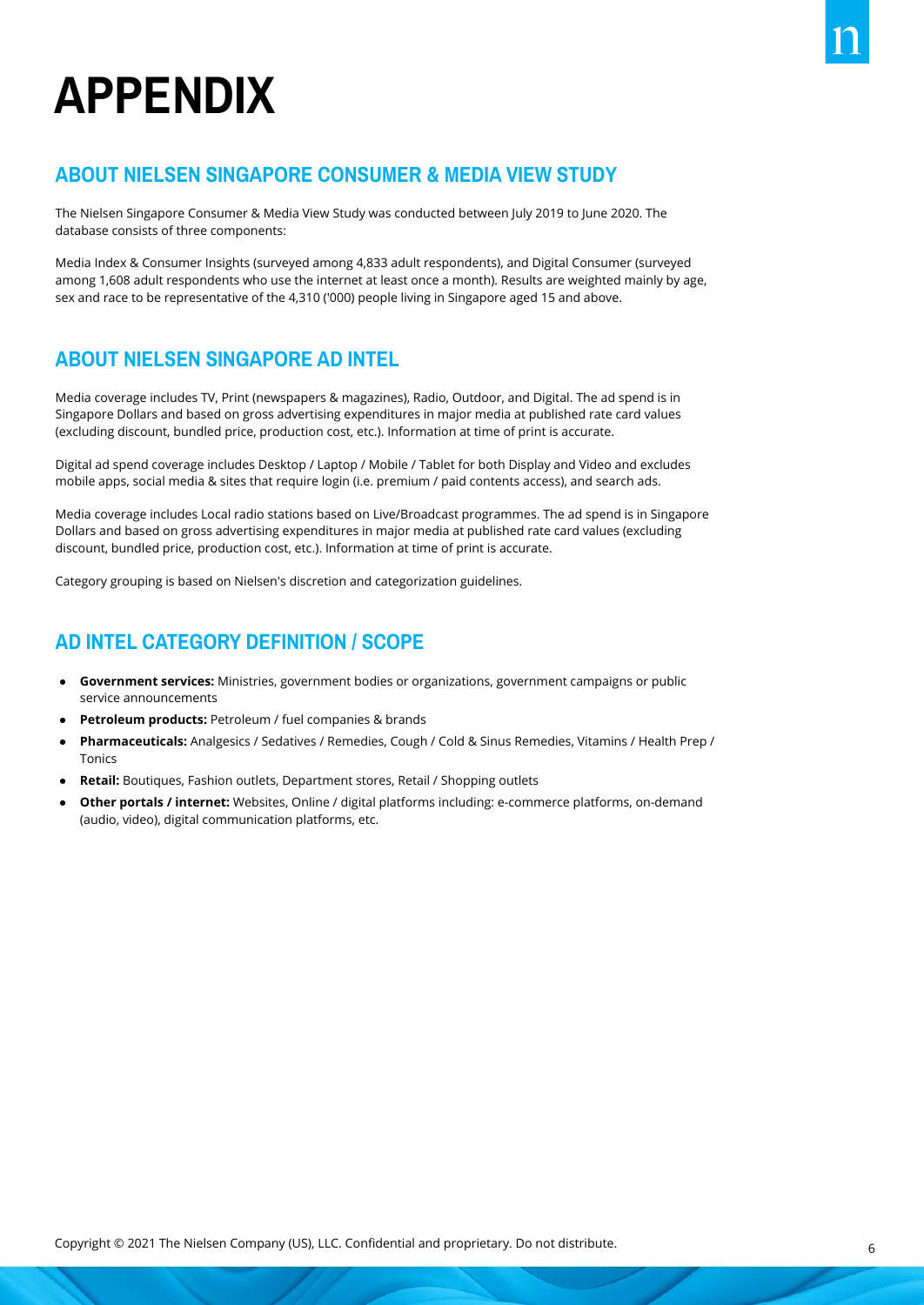# APPENDIX

## ABOUT NIELSEN SINGAPORE CONSUMER & MEDIA VIEW STUDY

The Nielsen Singapore Consumer & Media View Study was conducted between July 2019 to June 2020. The database consists of three components:

Media Index & Consumer Insights (surveyed among 4,833 adult respondents), and Digital Consumer (surveyed among 1,608 adult respondents who use the internet at least once a month). Results are weighted mainly by age, sex and race to be representative of the 4,310 ('000) people living in Singapore aged 15 and above.

## ABOUT NIELSEN SINGAPORE AD INTEL

Media coverage includes TV, Print (newspapers & magazines), Radio, Outdoor, and Digital. The ad spend is in Singapore Dollars and based on gross advertising expenditures in major media at published rate card values (excluding discount, bundled price, production cost, etc.). Information at time of print is accurate.

Digital ad spend coverage includes Desktop / Laptop / Mobile / Tablet for both Display and Video and excludes mobile apps, social media & sites that require login (i.e. premium / paid contents access), and search ads.

Media coverage includes Local radio stations based on Live/Broadcast programmes. The ad spend is in Singapore Dollars and based on gross advertising expenditures in major media at published rate card values (excluding discount, bundled price, production cost, etc.). Information at time of print is accurate.

Category grouping is based on Nielsen's discretion and categorization guidelines.

## AD INTEL CATEGORY DEFINITION / SCOPE

- **Government services:** Ministries, government bodies or organizations, government campaigns or public service announcements
- **Petroleum products:** Petroleum / fuel companies & brands
- **Pharmaceuticals:** Analgesics / Sedatives / Remedies, Cough / Cold & Sinus Remedies, Vitamins / Health Prep / Tonics
- **Retail:** Boutiques, Fashion outlets, Department stores, Retail / Shopping outlets
- **Other portals / internet:** Websites, Online / digital platforms including: e-commerce platforms, on-demand (audio, video), digital communication platforms, etc.

Copyright © 2021 The Nielsen Company (US), LLC. Confidential and proprietary. Do not distribute.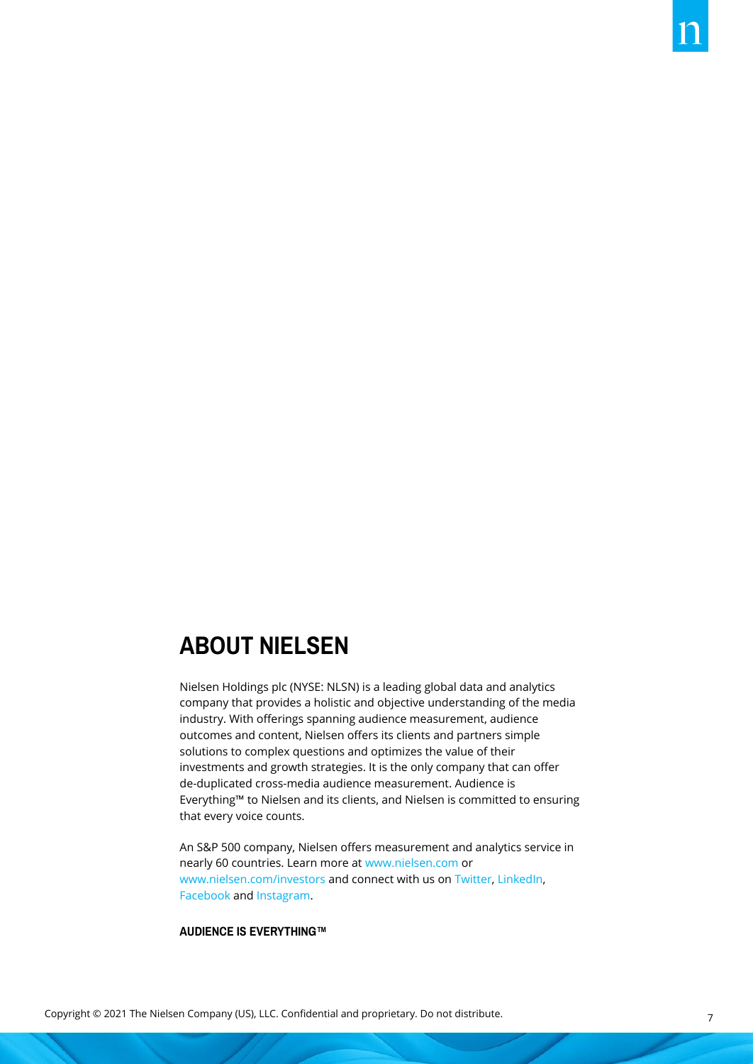## ABOUT NIELSEN

Nielsen Holdings plc (NYSE: NLSN) is a leading global data and analytics company that provides a holistic and objective understanding of the media industry. With offerings spanning audience measurement, audience outcomes and content, Nielsen offers its clients and partners simple solutions to complex questions and optimizes the value of their investments and growth strategies. It is the only company that can offer de-duplicated cross-media audience measurement. Audience is Everything™ to Nielsen and its clients, and Nielsen is committed to ensuring that every voice counts.

An S&P 500 company, Nielsen offers measurement and analytics service in nearly 60 countries. Learn more at www.nielsen.com or www.nielsen.com/investors and connect with us on Twitter, LinkedIn, Facebook and Instagram.

**AUDIENCE IS EVERYTHING™**

Copyright © 2021 The Nielsen Company (US), LLC. Confidential and proprietary. Do not distribute.